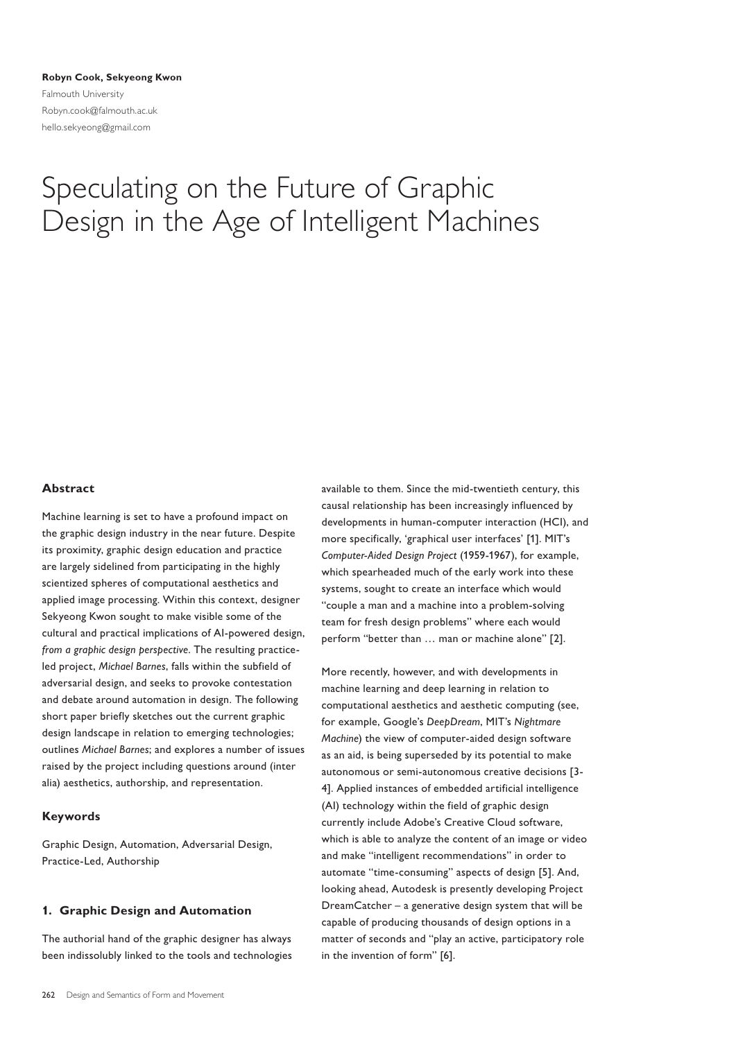**Robyn Cook, Sekyeong Kwon**
Falmouth University
Robyn.cook@falmouth.ac.uk
hello.sekyeong@gmail.com

# Speculating on the Future of Graphic Design in the Age of Intelligent Machines

## Abstract

Machine learning is set to have a profound impact on the graphic design industry in the near future. Despite its proximity, graphic design education and practice are largely sidelined from participating in the highly scientized spheres of computational aesthetics and applied image processing. Within this context, designer Sekyeong Kwon sought to make visible some of the cultural and practical implications of AI-powered design, *from a graphic design perspective*. The resulting practice-led project, *Michael Barnes*, falls within the subfield of adversarial design, and seeks to provoke contestation and debate around automation in design. The following short paper briefly sketches out the current graphic design landscape in relation to emerging technologies; outlines *Michael Barnes*; and explores a number of issues raised by the project including questions around (inter alia) aesthetics, authorship, and representation.

## Keywords

Graphic Design, Automation, Adversarial Design, Practice-Led, Authorship

## 1. Graphic Design and Automation

The authorial hand of the graphic designer has always been indissolubly linked to the tools and technologies available to them. Since the mid-twentieth century, this causal relationship has been increasingly influenced by developments in human-computer interaction (HCI), and more specifically, 'graphical user interfaces' [1]. MIT's *Computer-Aided Design Project* (1959-1967), for example, which spearheaded much of the early work into these systems, sought to create an interface which would "couple a man and a machine into a problem-solving team for fresh design problems" where each would perform "better than … man or machine alone" [2].

More recently, however, and with developments in machine learning and deep learning in relation to computational aesthetics and aesthetic computing (see, for example, Google's *DeepDream*, MIT's *Nightmare Machine*) the view of computer-aided design software as an aid, is being superseded by its potential to make autonomous or semi-autonomous creative decisions [3-4]. Applied instances of embedded artificial intelligence (AI) technology within the field of graphic design currently include Adobe's Creative Cloud software, which is able to analyze the content of an image or video and make "intelligent recommendations" in order to automate "time-consuming" aspects of design [5]. And, looking ahead, Autodesk is presently developing Project DreamCatcher – a generative design system that will be capable of producing thousands of design options in a matter of seconds and "play an active, participatory role in the invention of form" [6].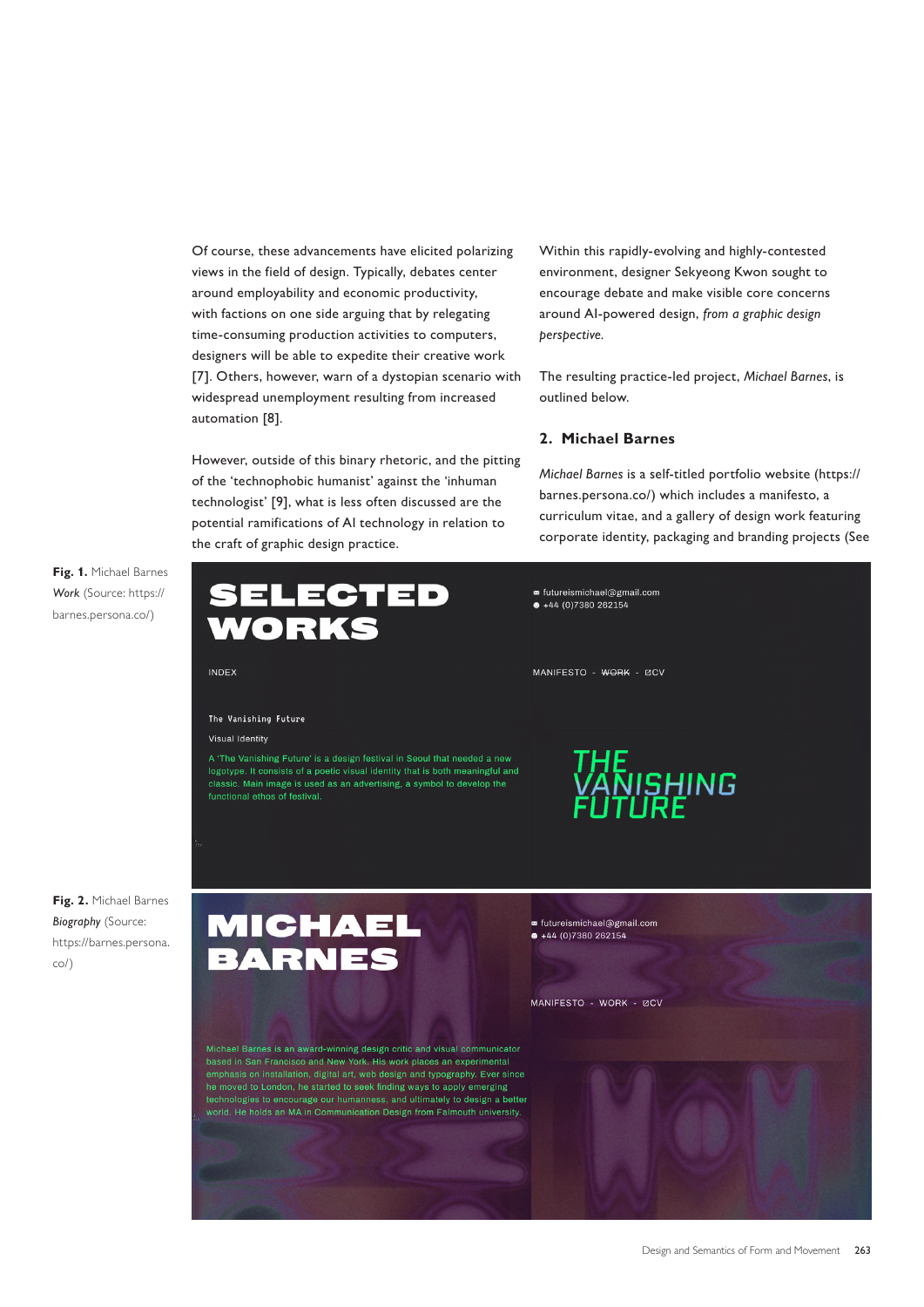Of course, these advancements have elicited polarizing views in the field of design. Typically, debates center around employability and economic productivity, with factions on one side arguing that by relegating time-consuming production activities to computers, designers will be able to expedite their creative work [7]. Others, however, warn of a dystopian scenario with widespread unemployment resulting from increased automation [8].

However, outside of this binary rhetoric, and the pitting of the 'technophobic humanist' against the 'inhuman technologist' [9], what is less often discussed are the potential ramifications of AI technology in relation to the craft of graphic design practice.

Within this rapidly-evolving and highly-contested environment, designer Sekyeong Kwon sought to encourage debate and make visible core concerns around AI-powered design, *from a graphic design perspective.*

The resulting practice-led project, *Michael Barnes*, is outlined below.

## 2. Michael Barnes

*Michael Barnes* is a self-titled portfolio website (https://barnes.persona.co/) which includes a manifesto, a curriculum vitae, and a gallery of design work featuring corporate identity, packaging and branding projects (See

**Fig. 1.** Michael Barnes *Work* (Source: https://barnes.persona.co/)

**Fig. 2.** Michael Barnes *Biography* (Source: https://barnes.persona.co/)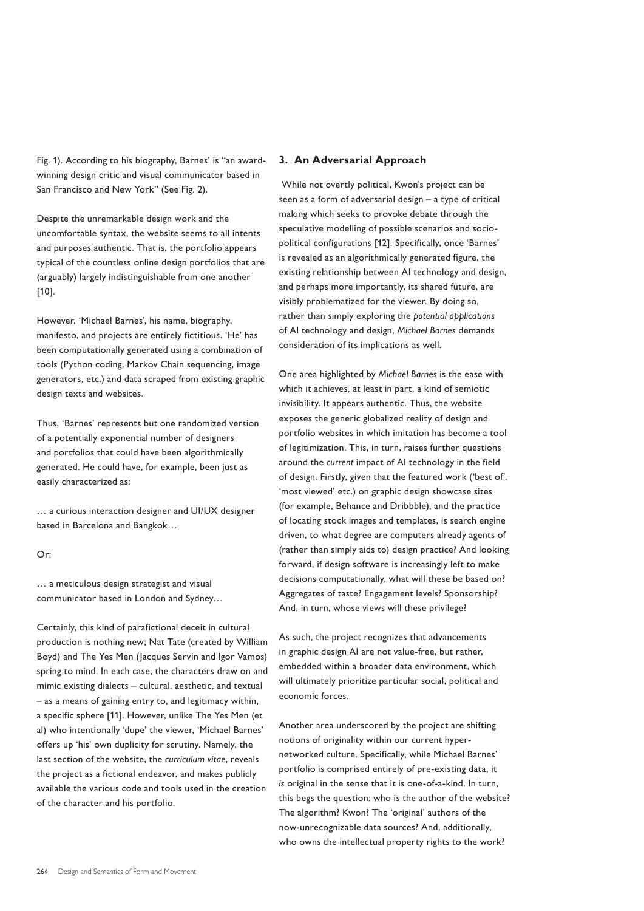Fig. 1). According to his biography, Barnes' is "an award-winning design critic and visual communicator based in San Francisco and New York" (See Fig. 2).

Despite the unremarkable design work and the uncomfortable syntax, the website seems to all intents and purposes authentic. That is, the portfolio appears typical of the countless online design portfolios that are (arguably) largely indistinguishable from one another [10].

However, 'Michael Barnes', his name, biography, manifesto, and projects are entirely fictitious. 'He' has been computationally generated using a combination of tools (Python coding, Markov Chain sequencing, image generators, etc.) and data scraped from existing graphic design texts and websites.

Thus, 'Barnes' represents but one randomized version of a potentially exponential number of designers and portfolios that could have been algorithmically generated. He could have, for example, been just as easily characterized as:

… a curious interaction designer and UI/UX designer based in Barcelona and Bangkok…

Or:

… a meticulous design strategist and visual communicator based in London and Sydney…

Certainly, this kind of parafictional deceit in cultural production is nothing new; Nat Tate (created by William Boyd) and The Yes Men (Jacques Servin and Igor Vamos) spring to mind. In each case, the characters draw on and mimic existing dialects – cultural, aesthetic, and textual – as a means of gaining entry to, and legitimacy within, a specific sphere [11]. However, unlike The Yes Men (et al) who intentionally 'dupe' the viewer, 'Michael Barnes' offers up 'his' own duplicity for scrutiny. Namely, the last section of the website, the *curriculum vitae*, reveals the project as a fictional endeavor, and makes publicly available the various code and tools used in the creation of the character and his portfolio.

## 3. An Adversarial Approach

While not overtly political, Kwon's project can be seen as a form of adversarial design – a type of critical making which seeks to provoke debate through the speculative modelling of possible scenarios and socio-political configurations [12]. Specifically, once 'Barnes' is revealed as an algorithmically generated figure, the existing relationship between AI technology and design, and perhaps more importantly, its shared future, are visibly problematized for the viewer. By doing so, rather than simply exploring the *potential applications* of AI technology and design, *Michael Barnes* demands consideration of its implications as well.

One area highlighted by *Michael Barnes* is the ease with which it achieves, at least in part, a kind of semiotic invisibility. It appears authentic. Thus, the website exposes the generic globalized reality of design and portfolio websites in which imitation has become a tool of legitimization. This, in turn, raises further questions around the *current* impact of AI technology in the field of design. Firstly, given that the featured work ('best of', 'most viewed' etc.) on graphic design showcase sites (for example, Behance and Dribbble), and the practice of locating stock images and templates, is search engine driven, to what degree are computers already agents of (rather than simply aids to) design practice? And looking forward, if design software is increasingly left to make decisions computationally, what will these be based on? Aggregates of taste? Engagement levels? Sponsorship? And, in turn, whose views will these privilege?

As such, the project recognizes that advancements in graphic design AI are not value-free, but rather, embedded within a broader data environment, which will ultimately prioritize particular social, political and economic forces.

Another area underscored by the project are shifting notions of originality within our current hyper-networked culture. Specifically, while Michael Barnes' portfolio is comprised entirely of pre-existing data, it *is* original in the sense that it is one-of-a-kind. In turn, this begs the question: who is the author of the website? The algorithm? Kwon? The 'original' authors of the now-unrecognizable data sources? And, additionally, who owns the intellectual property rights to the work?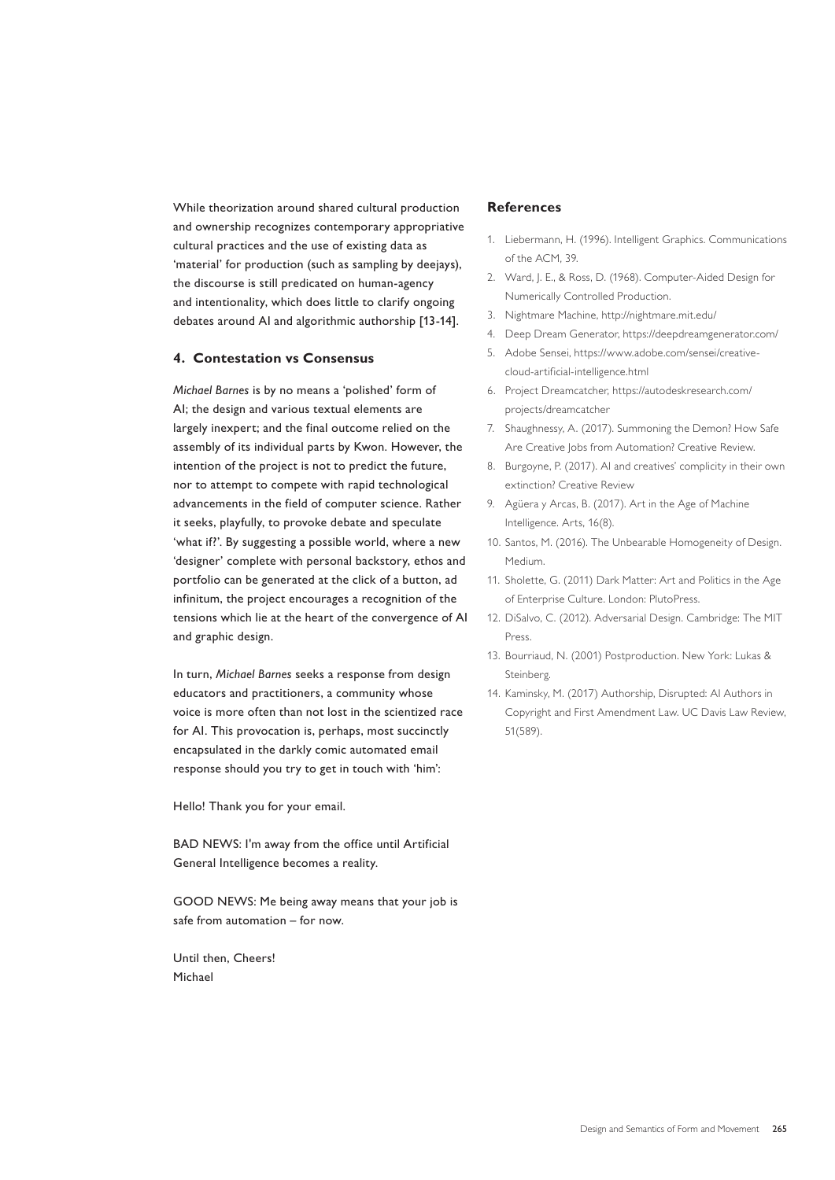While theorization around shared cultural production and ownership recognizes contemporary appropriative cultural practices and the use of existing data as 'material' for production (such as sampling by deejays), the discourse is still predicated on human-agency and intentionality, which does little to clarify ongoing debates around AI and algorithmic authorship [13-14].

## 4. Contestation vs Consensus

*Michael Barnes* is by no means a 'polished' form of AI; the design and various textual elements are largely inexpert; and the final outcome relied on the assembly of its individual parts by Kwon. However, the intention of the project is not to predict the future, nor to attempt to compete with rapid technological advancements in the field of computer science. Rather it seeks, playfully, to provoke debate and speculate 'what if?'. By suggesting a possible world, where a new 'designer' complete with personal backstory, ethos and portfolio can be generated at the click of a button, ad infinitum, the project encourages a recognition of the tensions which lie at the heart of the convergence of AI and graphic design.

In turn, *Michael Barnes* seeks a response from design educators and practitioners, a community whose voice is more often than not lost in the scientized race for AI. This provocation is, perhaps, most succinctly encapsulated in the darkly comic automated email response should you try to get in touch with 'him':

Hello! Thank you for your email.

BAD NEWS: I'm away from the office until Artificial General Intelligence becomes a reality.

GOOD NEWS: Me being away means that your job is safe from automation – for now.

Until then, Cheers!
Michael

## References

1. Liebermann, H. (1996). Intelligent Graphics. Communications of the ACM, 39.
2. Ward, J. E., & Ross, D. (1968). Computer-Aided Design for Numerically Controlled Production.
3. Nightmare Machine, http://nightmare.mit.edu/
4. Deep Dream Generator, https://deepdreamgenerator.com/
5. Adobe Sensei, https://www.adobe.com/sensei/creative-cloud-artificial-intelligence.html
6. Project Dreamcatcher, https://autodeskresearch.com/projects/dreamcatcher
7. Shaughnessy, A. (2017). Summoning the Demon? How Safe Are Creative Jobs from Automation? Creative Review.
8. Burgoyne, P. (2017). AI and creatives' complicity in their own extinction? Creative Review
9. Agüera y Arcas, B. (2017). Art in the Age of Machine Intelligence. Arts, 16(8).
10. Santos, M. (2016). The Unbearable Homogeneity of Design. Medium.
11. Sholette, G. (2011) Dark Matter: Art and Politics in the Age of Enterprise Culture. London: PlutoPress.
12. DiSalvo, C. (2012). Adversarial Design. Cambridge: The MIT Press.
13. Bourriaud, N. (2001) Postproduction. New York: Lukas & Steinberg.
14. Kaminsky, M. (2017) Authorship, Disrupted: AI Authors in Copyright and First Amendment Law. UC Davis Law Review, 51(589).